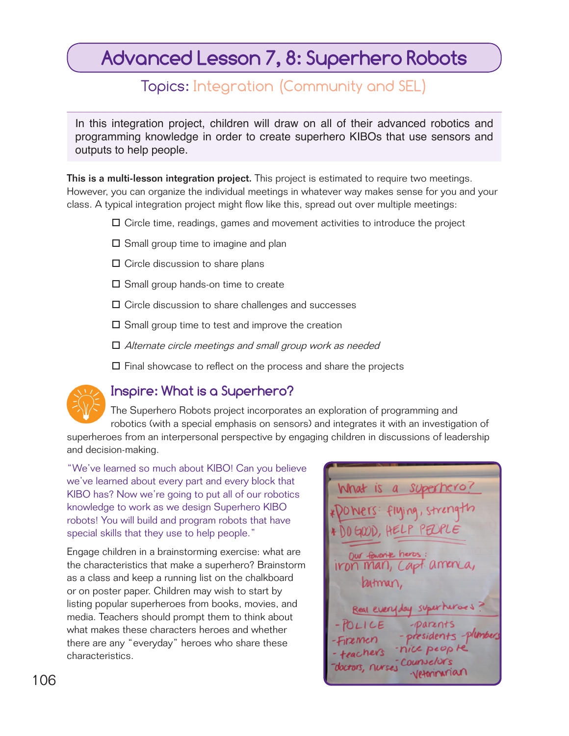# Advanced Lesson 7, 8: Superhero Robots

## Topics: Integration (Community and SEL)

In this integration project, children will draw on all of their advanced robotics and programming knowledge in order to create superhero KIBOs that use sensors and outputs to help people.

**This is a multi-lesson integration project.** This project is estimated to require two meetings. However, you can organize the individual meetings in whatever way makes sense for you and your class. A typical integration project might flow like this, spread out over multiple meetings:

- ☐ Circle time, readings, games and movement activities to introduce the project
- ☐ Small group time to imagine and plan
- ☐ Circle discussion to share plans
- ☐ Small group hands-on time to create
- ☐ Circle discussion to share challenges and successes
- ☐ Small group time to test and improve the creation
- ☐ *Alternate circle meetings and small group work as needed*
- ☐ Final showcase to reflect on the process and share the projects

### Inspire: What is a Superhero?

The Superhero Robots project incorporates an exploration of programming and robotics (with a special emphasis on sensors) and integrates it with an investigation of superheroes from an interpersonal perspective by engaging children in discussions of leadership and decision-making.

"We've learned so much about KIBO! Can you believe we've learned about every part and every block that KIBO has? Now we're going to put all of our robotics knowledge to work as we design Superhero KIBO robots! You will build and program robots that have special skills that they use to help people."

Engage children in a brainstorming exercise: what are the characteristics that make a superhero? Brainstorm as a class and keep a running list on the chalkboard or on poster paper. Children may wish to start by listing popular superheroes from books, movies, and media. Teachers should prompt them to think about what makes these characters heroes and whether there are any "everyday" heroes who share these characteristics.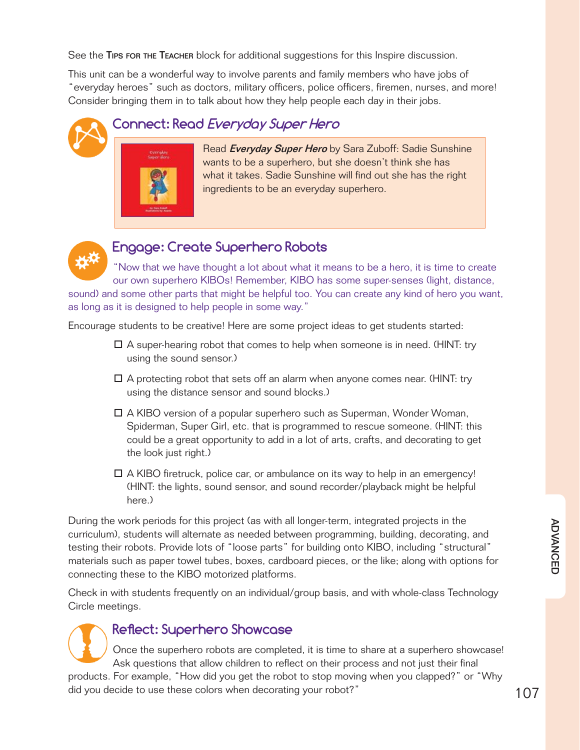See the **Tips for the Teacher** block for additional suggestions for this Inspire discussion.

This unit can be a wonderful way to involve parents and family members who have jobs of "everyday heroes" such as doctors, military officers, police officers, firemen, nurses, and more! Consider bringing them in to talk about how they help people each day in their jobs.

## Connect: Read *Everyday Super Hero*

Read ***Everyday Super Hero*** by Sara Zuboff: Sadie Sunshine wants to be a superhero, but she doesn't think she has what it takes. Sadie Sunshine will find out she has the right ingredients to be an everyday superhero.

## Engage: Create Superhero Robots

"Now that we have thought a lot about what it means to be a hero, it is time to create our own superhero KIBOs! Remember, KIBO has some super-senses (light, distance, sound) and some other parts that might be helpful too. You can create any kind of hero you want, as long as it is designed to help people in some way."

Encourage students to be creative! Here are some project ideas to get students started:

- ☐ A super-hearing robot that comes to help when someone is in need. (HINT: try using the sound sensor.)
- ☐ A protecting robot that sets off an alarm when anyone comes near. (HINT: try using the distance sensor and sound blocks.)
- ☐ A KIBO version of a popular superhero such as Superman, Wonder Woman, Spiderman, Super Girl, etc. that is programmed to rescue someone. (HINT: this could be a great opportunity to add in a lot of arts, crafts, and decorating to get the look just right.)
- ☐ A KIBO firetruck, police car, or ambulance on its way to help in an emergency! (HINT: the lights, sound sensor, and sound recorder/playback might be helpful here.)

During the work periods for this project (as with all longer-term, integrated projects in the curriculum), students will alternate as needed between programming, building, decorating, and testing their robots. Provide lots of "loose parts" for building onto KIBO, including "structural" materials such as paper towel tubes, boxes, cardboard pieces, or the like; along with options for connecting these to the KIBO motorized platforms.

Check in with students frequently on an individual/group basis, and with whole-class Technology Circle meetings.

## Reflect: Superhero Showcase

Once the superhero robots are completed, it is time to share at a superhero showcase! Ask questions that allow children to reflect on their process and not just their final products. For example, "How did you get the robot to stop moving when you clapped?" or "Why did you decide to use these colors when decorating your robot?"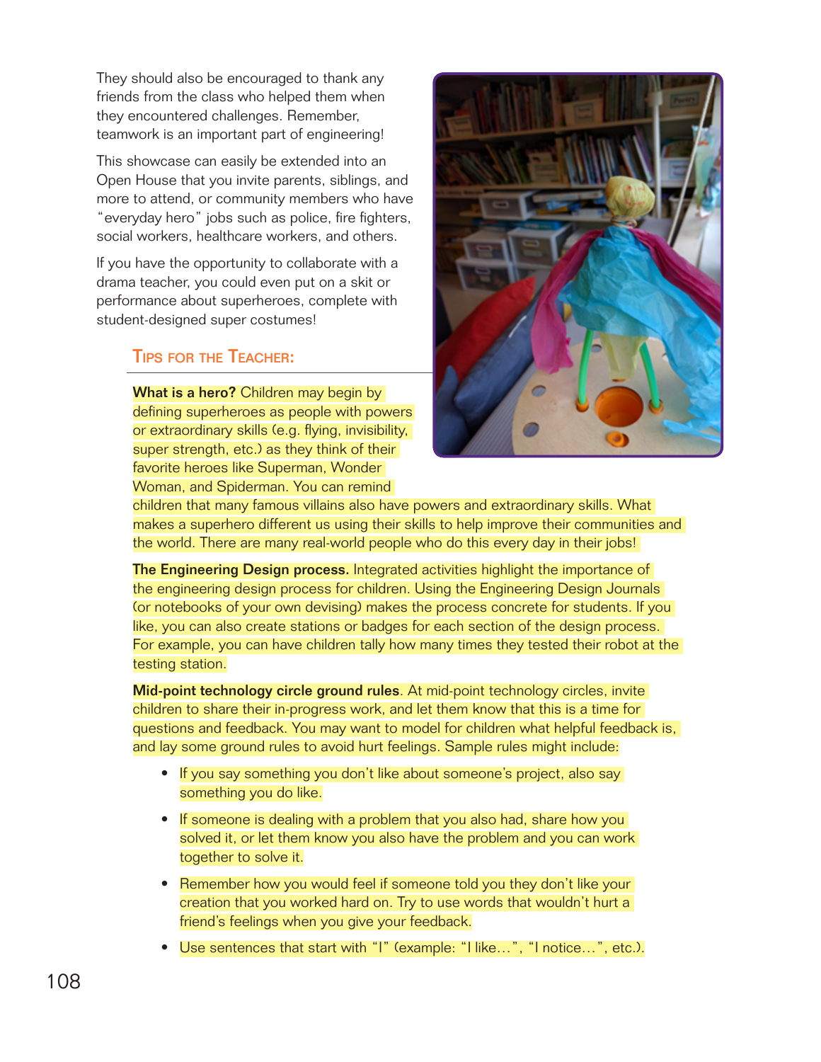They should also be encouraged to thank any friends from the class who helped them when they encountered challenges. Remember, teamwork is an important part of engineering!

This showcase can easily be extended into an Open House that you invite parents, siblings, and more to attend, or community members who have "everyday hero" jobs such as police, fire fighters, social workers, healthcare workers, and others.

If you have the opportunity to collaborate with a drama teacher, you could even put on a skit or performance about superheroes, complete with student-designed super costumes!

## Tips for the Teacher:

**What is a hero?** Children may begin by defining superheroes as people with powers or extraordinary skills (e.g. flying, invisibility, super strength, etc.) as they think of their favorite heroes like Superman, Wonder Woman, and Spiderman. You can remind children that many famous villains also have powers and extraordinary skills. What makes a superhero different us using their skills to help improve their communities and the world. There are many real-world people who do this every day in their jobs!

**The Engineering Design process.** Integrated activities highlight the importance of the engineering design process for children. Using the Engineering Design Journals (or notebooks of your own devising) makes the process concrete for students. If you like, you can also create stations or badges for each section of the design process. For example, you can have children tally how many times they tested their robot at the testing station.

**Mid-point technology circle ground rules**. At mid-point technology circles, invite children to share their in-progress work, and let them know that this is a time for questions and feedback. You may want to model for children what helpful feedback is, and lay some ground rules to avoid hurt feelings. Sample rules might include:

- If you say something you don't like about someone's project, also say something you do like.
- If someone is dealing with a problem that you also had, share how you solved it, or let them know you also have the problem and you can work together to solve it.
- Remember how you would feel if someone told you they don't like your creation that you worked hard on. Try to use words that wouldn't hurt a friend's feelings when you give your feedback.
- Use sentences that start with "I" (example: "I like…", "I notice…", etc.).